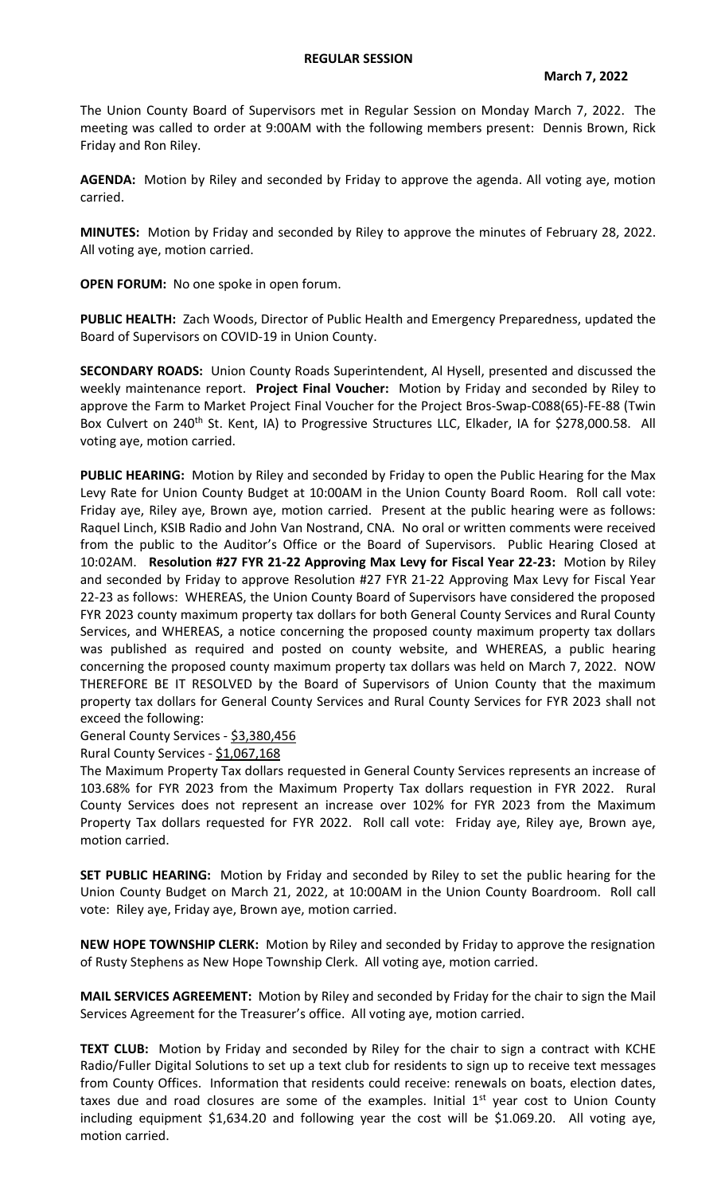# REGULAR SESSION

**March 7, 2022**

The Union County Board of Supervisors met in Regular Session on Monday March 7, 2022. The meeting was called to order at 9:00AM with the following members present: Dennis Brown, Rick Friday and Ron Riley.

**AGENDA:** Motion by Riley and seconded by Friday to approve the agenda. All voting aye, motion carried.

**MINUTES:** Motion by Friday and seconded by Riley to approve the minutes of February 28, 2022. All voting aye, motion carried.

**OPEN FORUM:** No one spoke in open forum.

**PUBLIC HEALTH:** Zach Woods, Director of Public Health and Emergency Preparedness, updated the Board of Supervisors on COVID-19 in Union County.

**SECONDARY ROADS:** Union County Roads Superintendent, Al Hysell, presented and discussed the weekly maintenance report. **Project Final Voucher:** Motion by Friday and seconded by Riley to approve the Farm to Market Project Final Voucher for the Project Bros-Swap-C088(65)-FE-88 (Twin Box Culvert on 240th St. Kent, IA) to Progressive Structures LLC, Elkader, IA for $278,000.58. All voting aye, motion carried.

**PUBLIC HEARING:** Motion by Riley and seconded by Friday to open the Public Hearing for the Max Levy Rate for Union County Budget at 10:00AM in the Union County Board Room. Roll call vote: Friday aye, Riley aye, Brown aye, motion carried. Present at the public hearing were as follows: Raquel Linch, KSIB Radio and John Van Nostrand, CNA. No oral or written comments were received from the public to the Auditor's Office or the Board of Supervisors. Public Hearing Closed at 10:02AM. **Resolution #27 FYR 21-22 Approving Max Levy for Fiscal Year 22-23:** Motion by Riley and seconded by Friday to approve Resolution #27 FYR 21-22 Approving Max Levy for Fiscal Year 22-23 as follows: WHEREAS, the Union County Board of Supervisors have considered the proposed FYR 2023 county maximum property tax dollars for both General County Services and Rural County Services, and WHEREAS, a notice concerning the proposed county maximum property tax dollars was published as required and posted on county website, and WHEREAS, a public hearing concerning the proposed county maximum property tax dollars was held on March 7, 2022. NOW THEREFORE BE IT RESOLVED by the Board of Supervisors of Union County that the maximum property tax dollars for General County Services and Rural County Services for FYR 2023 shall not exceed the following:

General County Services - <u>$3,380,456</u>

Rural County Services - <u>$1,067,168</u>

The Maximum Property Tax dollars requested in General County Services represents an increase of 103.68% for FYR 2023 from the Maximum Property Tax dollars requestion in FYR 2022. Rural County Services does not represent an increase over 102% for FYR 2023 from the Maximum Property Tax dollars requested for FYR 2022. Roll call vote: Friday aye, Riley aye, Brown aye, motion carried.

**SET PUBLIC HEARING:** Motion by Friday and seconded by Riley to set the public hearing for the Union County Budget on March 21, 2022, at 10:00AM in the Union County Boardroom. Roll call vote: Riley aye, Friday aye, Brown aye, motion carried.

**NEW HOPE TOWNSHIP CLERK:** Motion by Riley and seconded by Friday to approve the resignation of Rusty Stephens as New Hope Township Clerk. All voting aye, motion carried.

**MAIL SERVICES AGREEMENT:** Motion by Riley and seconded by Friday for the chair to sign the Mail Services Agreement for the Treasurer's office. All voting aye, motion carried.

**TEXT CLUB:** Motion by Friday and seconded by Riley for the chair to sign a contract with KCHE Radio/Fuller Digital Solutions to set up a text club for residents to sign up to receive text messages from County Offices. Information that residents could receive: renewals on boats, election dates, taxes due and road closures are some of the examples. Initial 1st year cost to Union County including equipment $1,634.20 and following year the cost will be $1.069.20. All voting aye, motion carried.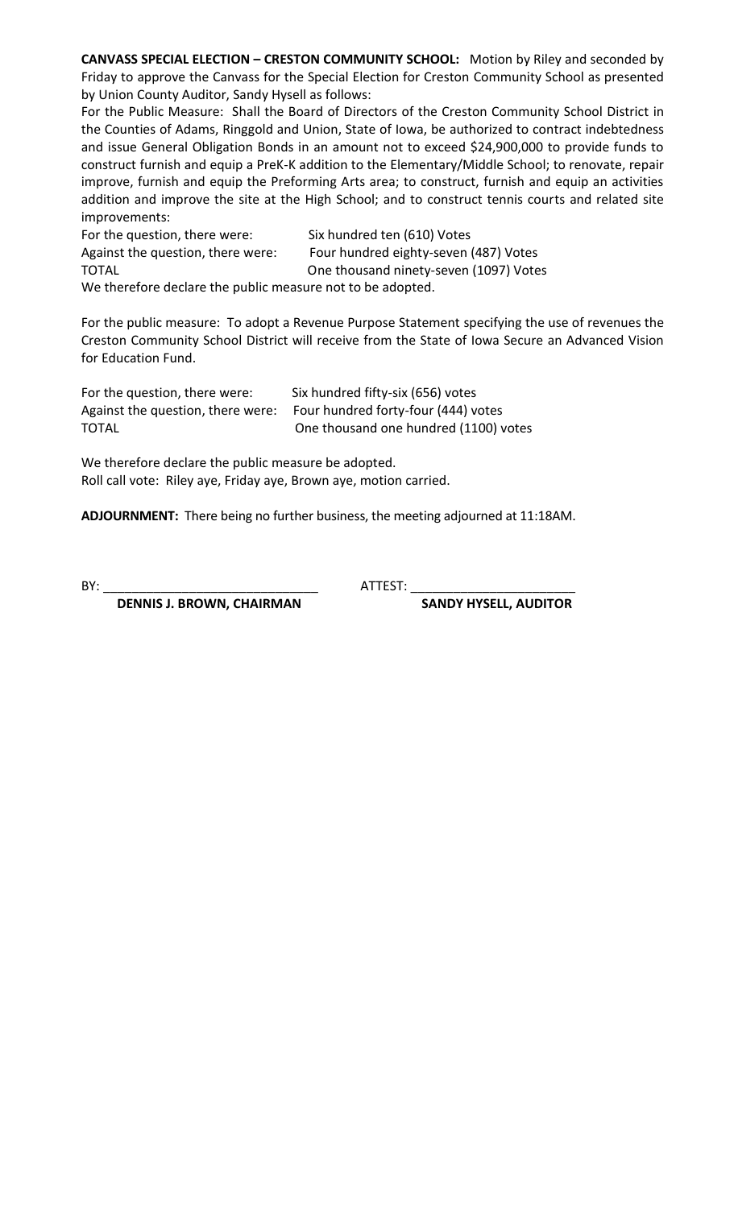**CANVASS SPECIAL ELECTION – CRESTON COMMUNITY SCHOOL:** Motion by Riley and seconded by Friday to approve the Canvass for the Special Election for Creston Community School as presented by Union County Auditor, Sandy Hysell as follows:

For the Public Measure: Shall the Board of Directors of the Creston Community School District in the Counties of Adams, Ringgold and Union, State of Iowa, be authorized to contract indebtedness and issue General Obligation Bonds in an amount not to exceed $24,900,000 to provide funds to construct furnish and equip a PreK-K addition to the Elementary/Middle School; to renovate, repair improve, furnish and equip the Preforming Arts area; to construct, furnish and equip an activities addition and improve the site at the High School; and to construct tennis courts and related site improvements:

| | |
|---|---|
| For the question, there were: | Six hundred ten (610) Votes |
| Against the question, there were: | Four hundred eighty-seven (487) Votes |
| TOTAL | One thousand ninety-seven (1097) Votes |

We therefore declare the public measure not to be adopted.

For the public measure: To adopt a Revenue Purpose Statement specifying the use of revenues the Creston Community School District will receive from the State of Iowa Secure an Advanced Vision for Education Fund.

| | |
|---|---|
| For the question, there were: | Six hundred fifty-six (656) votes |
| Against the question, there were: | Four hundred forty-four (444) votes |
| TOTAL | One thousand one hundred (1100) votes |

We therefore declare the public measure be adopted.
Roll call vote: Riley aye, Friday aye, Brown aye, motion carried.

**ADJOURNMENT:** There being no further business, the meeting adjourned at 11:18AM.

BY: ______________________________ ATTEST: ______________________

**DENNIS J. BROWN, CHAIRMAN** **SANDY HYSELL, AUDITOR**